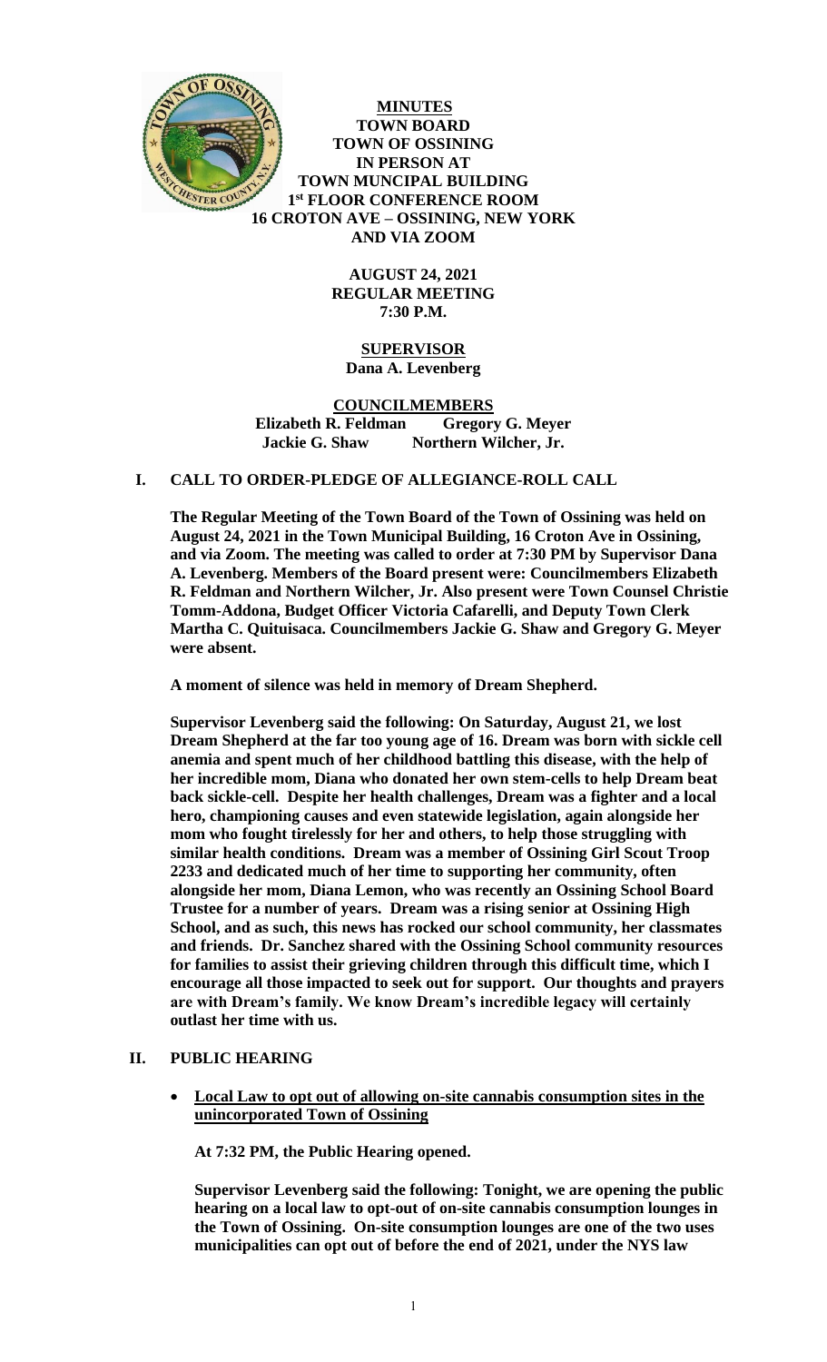**MINUTES**
**TOWN BOARD**
**TOWN OF OSSINING**
**IN PERSON AT**
**TOWN MUNCIPAL BUILDING**
**1st FLOOR CONFERENCE ROOM**
**16 CROTON AVE – OSSINING, NEW YORK**
**AND VIA ZOOM**

**AUGUST 24, 2021**
**REGULAR MEETING**
**7:30 P.M.**

**SUPERVISOR**
**Dana A. Levenberg**

**COUNCILMEMBERS**
**Elizabeth R. Feldman Gregory G. Meyer**
**Jackie G. Shaw Northern Wilcher, Jr.**

## I. CALL TO ORDER-PLEDGE OF ALLEGIANCE-ROLL CALL

**The Regular Meeting of the Town Board of the Town of Ossining was held on August 24, 2021 in the Town Municipal Building, 16 Croton Ave in Ossining, and via Zoom. The meeting was called to order at 7:30 PM by Supervisor Dana A. Levenberg. Members of the Board present were: Councilmembers Elizabeth R. Feldman and Northern Wilcher, Jr. Also present were Town Counsel Christie Tomm-Addona, Budget Officer Victoria Cafarelli, and Deputy Town Clerk Martha C. Quituisaca. Councilmembers Jackie G. Shaw and Gregory G. Meyer were absent.**

**A moment of silence was held in memory of Dream Shepherd.**

**Supervisor Levenberg said the following: On Saturday, August 21, we lost Dream Shepherd at the far too young age of 16. Dream was born with sickle cell anemia and spent much of her childhood battling this disease, with the help of her incredible mom, Diana who donated her own stem-cells to help Dream beat back sickle-cell. Despite her health challenges, Dream was a fighter and a local hero, championing causes and even statewide legislation, again alongside her mom who fought tirelessly for her and others, to help those struggling with similar health conditions. Dream was a member of Ossining Girl Scout Troop 2233 and dedicated much of her time to supporting her community, often alongside her mom, Diana Lemon, who was recently an Ossining School Board Trustee for a number of years. Dream was a rising senior at Ossining High School, and as such, this news has rocked our school community, her classmates and friends. Dr. Sanchez shared with the Ossining School community resources for families to assist their grieving children through this difficult time, which I encourage all those impacted to seek out for support. Our thoughts and prayers are with Dream's family. We know Dream's incredible legacy will certainly outlast her time with us.**

## II. PUBLIC HEARING

- **Local Law to opt out of allowing on-site cannabis consumption sites in the unincorporated Town of Ossining**

  **At 7:32 PM, the Public Hearing opened.**

  **Supervisor Levenberg said the following: Tonight, we are opening the public hearing on a local law to opt-out of on-site cannabis consumption lounges in the Town of Ossining. On-site consumption lounges are one of the two uses municipalities can opt out of before the end of 2021, under the NYS law**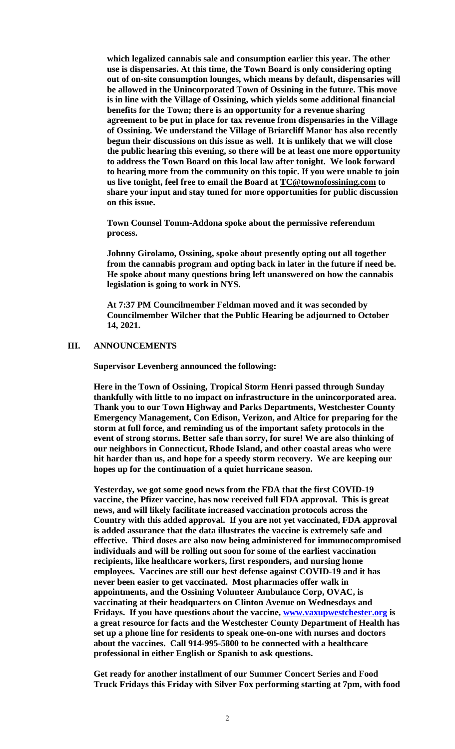**which legalized cannabis sale and consumption earlier this year. The other use is dispensaries. At this time, the Town Board is only considering opting out of on-site consumption lounges, which means by default, dispensaries will be allowed in the Unincorporated Town of Ossining in the future. This move is in line with the Village of Ossining, which yields some additional financial benefits for the Town; there is an opportunity for a revenue sharing agreement to be put in place for tax revenue from dispensaries in the Village of Ossining. We understand the Village of Briarcliff Manor has also recently begun their discussions on this issue as well. It is unlikely that we will close the public hearing this evening, so there will be at least one more opportunity to address the Town Board on this local law after tonight. We look forward to hearing more from the community on this topic. If you were unable to join us live tonight, feel free to email the Board at TC@townofossining.com to share your input and stay tuned for more opportunities for public discussion on this issue.**

**Town Counsel Tomm-Addona spoke about the permissive referendum process.**

**Johnny Girolamo, Ossining, spoke about presently opting out all together from the cannabis program and opting back in later in the future if need be. He spoke about many questions bring left unanswered on how the cannabis legislation is going to work in NYS.**

**At 7:37 PM Councilmember Feldman moved and it was seconded by Councilmember Wilcher that the Public Hearing be adjourned to October 14, 2021.**

## III. ANNOUNCEMENTS

**Supervisor Levenberg announced the following:**

**Here in the Town of Ossining, Tropical Storm Henri passed through Sunday thankfully with little to no impact on infrastructure in the unincorporated area. Thank you to our Town Highway and Parks Departments, Westchester County Emergency Management, Con Edison, Verizon, and Altice for preparing for the storm at full force, and reminding us of the important safety protocols in the event of strong storms. Better safe than sorry, for sure! We are also thinking of our neighbors in Connecticut, Rhode Island, and other coastal areas who were hit harder than us, and hope for a speedy storm recovery. We are keeping our hopes up for the continuation of a quiet hurricane season.**

**Yesterday, we got some good news from the FDA that the first COVID-19 vaccine, the Pfizer vaccine, has now received full FDA approval. This is great news, and will likely facilitate increased vaccination protocols across the Country with this added approval. If you are not yet vaccinated, FDA approval is added assurance that the data illustrates the vaccine is extremely safe and effective. Third doses are also now being administered for immunocompromised individuals and will be rolling out soon for some of the earliest vaccination recipients, like healthcare workers, first responders, and nursing home employees. Vaccines are still our best defense against COVID-19 and it has never been easier to get vaccinated. Most pharmacies offer walk in appointments, and the Ossining Volunteer Ambulance Corp, OVAC, is vaccinating at their headquarters on Clinton Avenue on Wednesdays and Fridays. If you have questions about the vaccine, www.vaxupwestchester.org is a great resource for facts and the Westchester County Department of Health has set up a phone line for residents to speak one-on-one with nurses and doctors about the vaccines. Call 914-995-5800 to be connected with a healthcare professional in either English or Spanish to ask questions.**

**Get ready for another installment of our Summer Concert Series and Food Truck Fridays this Friday with Silver Fox performing starting at 7pm, with food**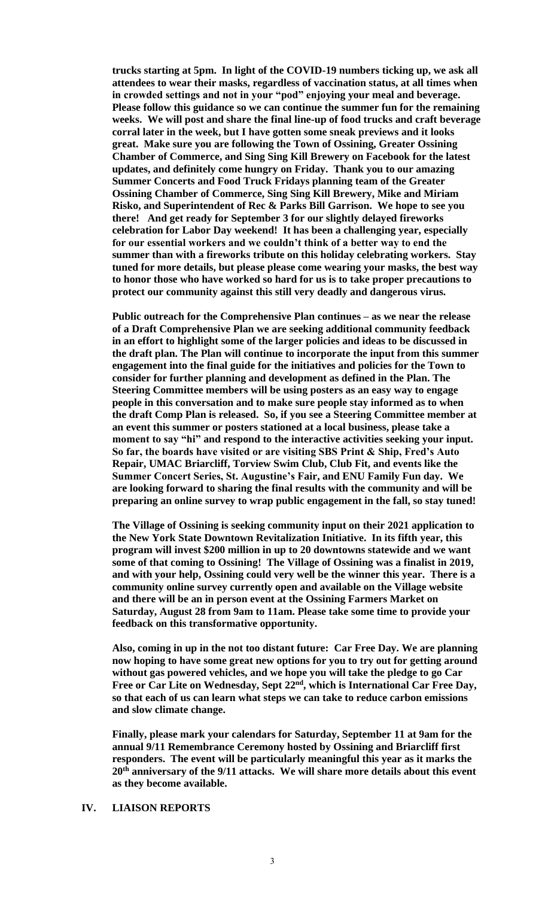**trucks starting at 5pm. In light of the COVID-19 numbers ticking up, we ask all attendees to wear their masks, regardless of vaccination status, at all times when in crowded settings and not in your "pod" enjoying your meal and beverage. Please follow this guidance so we can continue the summer fun for the remaining weeks. We will post and share the final line-up of food trucks and craft beverage corral later in the week, but I have gotten some sneak previews and it looks great. Make sure you are following the Town of Ossining, Greater Ossining Chamber of Commerce, and Sing Sing Kill Brewery on Facebook for the latest updates, and definitely come hungry on Friday. Thank you to our amazing Summer Concerts and Food Truck Fridays planning team of the Greater Ossining Chamber of Commerce, Sing Sing Kill Brewery, Mike and Miriam Risko, and Superintendent of Rec & Parks Bill Garrison. We hope to see you there! And get ready for September 3 for our slightly delayed fireworks celebration for Labor Day weekend! It has been a challenging year, especially for our essential workers and we couldn't think of a better way to end the summer than with a fireworks tribute on this holiday celebrating workers. Stay tuned for more details, but please please come wearing your masks, the best way to honor those who have worked so hard for us is to take proper precautions to protect our community against this still very deadly and dangerous virus.**

**Public outreach for the Comprehensive Plan continues – as we near the release of a Draft Comprehensive Plan we are seeking additional community feedback in an effort to highlight some of the larger policies and ideas to be discussed in the draft plan. The Plan will continue to incorporate the input from this summer engagement into the final guide for the initiatives and policies for the Town to consider for further planning and development as defined in the Plan. The Steering Committee members will be using posters as an easy way to engage people in this conversation and to make sure people stay informed as to when the draft Comp Plan is released. So, if you see a Steering Committee member at an event this summer or posters stationed at a local business, please take a moment to say "hi" and respond to the interactive activities seeking your input. So far, the boards have visited or are visiting SBS Print & Ship, Fred's Auto Repair, UMAC Briarcliff, Torview Swim Club, Club Fit, and events like the Summer Concert Series, St. Augustine's Fair, and ENU Family Fun day. We are looking forward to sharing the final results with the community and will be preparing an online survey to wrap public engagement in the fall, so stay tuned!**

**The Village of Ossining is seeking community input on their 2021 application to the New York State Downtown Revitalization Initiative. In its fifth year, this program will invest $200 million in up to 20 downtowns statewide and we want some of that coming to Ossining! The Village of Ossining was a finalist in 2019, and with your help, Ossining could very well be the winner this year. There is a community online survey currently open and available on the Village website and there will be an in person event at the Ossining Farmers Market on Saturday, August 28 from 9am to 11am. Please take some time to provide your feedback on this transformative opportunity.**

**Also, coming in up in the not too distant future: Car Free Day. We are planning now hoping to have some great new options for you to try out for getting around without gas powered vehicles, and we hope you will take the pledge to go Car Free or Car Lite on Wednesday, Sept 22nd, which is International Car Free Day, so that each of us can learn what steps we can take to reduce carbon emissions and slow climate change.**

**Finally, please mark your calendars for Saturday, September 11 at 9am for the annual 9/11 Remembrance Ceremony hosted by Ossining and Briarcliff first responders. The event will be particularly meaningful this year as it marks the 20th anniversary of the 9/11 attacks. We will share more details about this event as they become available.**

## IV. LIAISON REPORTS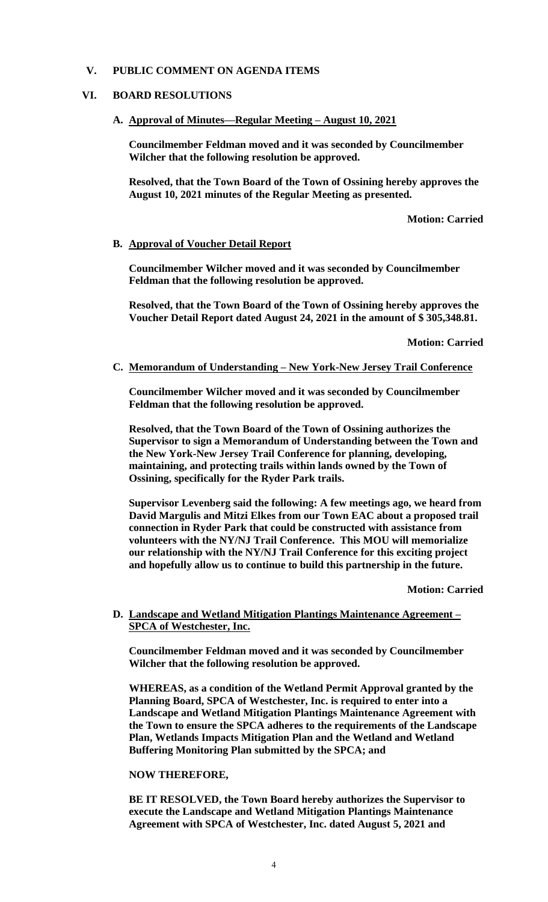## V. PUBLIC COMMENT ON AGENDA ITEMS

## VI. BOARD RESOLUTIONS

### A. Approval of Minutes—Regular Meeting – August 10, 2021

**Councilmember Feldman moved and it was seconded by Councilmember Wilcher that the following resolution be approved.**

**Resolved, that the Town Board of the Town of Ossining hereby approves the August 10, 2021 minutes of the Regular Meeting as presented.**

**Motion: Carried**

### B. Approval of Voucher Detail Report

**Councilmember Wilcher moved and it was seconded by Councilmember Feldman that the following resolution be approved.**

**Resolved, that the Town Board of the Town of Ossining hereby approves the Voucher Detail Report dated August 24, 2021 in the amount of $ 305,348.81.**

**Motion: Carried**

### C. Memorandum of Understanding – New York-New Jersey Trail Conference

**Councilmember Wilcher moved and it was seconded by Councilmember Feldman that the following resolution be approved.**

**Resolved, that the Town Board of the Town of Ossining authorizes the Supervisor to sign a Memorandum of Understanding between the Town and the New York-New Jersey Trail Conference for planning, developing, maintaining, and protecting trails within lands owned by the Town of Ossining, specifically for the Ryder Park trails.**

**Supervisor Levenberg said the following: A few meetings ago, we heard from David Margulis and Mitzi Elkes from our Town EAC about a proposed trail connection in Ryder Park that could be constructed with assistance from volunteers with the NY/NJ Trail Conference. This MOU will memorialize our relationship with the NY/NJ Trail Conference for this exciting project and hopefully allow us to continue to build this partnership in the future.**

**Motion: Carried**

### D. Landscape and Wetland Mitigation Plantings Maintenance Agreement – SPCA of Westchester, Inc.

**Councilmember Feldman moved and it was seconded by Councilmember Wilcher that the following resolution be approved.**

**WHEREAS, as a condition of the Wetland Permit Approval granted by the Planning Board, SPCA of Westchester, Inc. is required to enter into a Landscape and Wetland Mitigation Plantings Maintenance Agreement with the Town to ensure the SPCA adheres to the requirements of the Landscape Plan, Wetlands Impacts Mitigation Plan and the Wetland and Wetland Buffering Monitoring Plan submitted by the SPCA; and**

**NOW THEREFORE,**

**BE IT RESOLVED, the Town Board hereby authorizes the Supervisor to execute the Landscape and Wetland Mitigation Plantings Maintenance Agreement with SPCA of Westchester, Inc. dated August 5, 2021 and**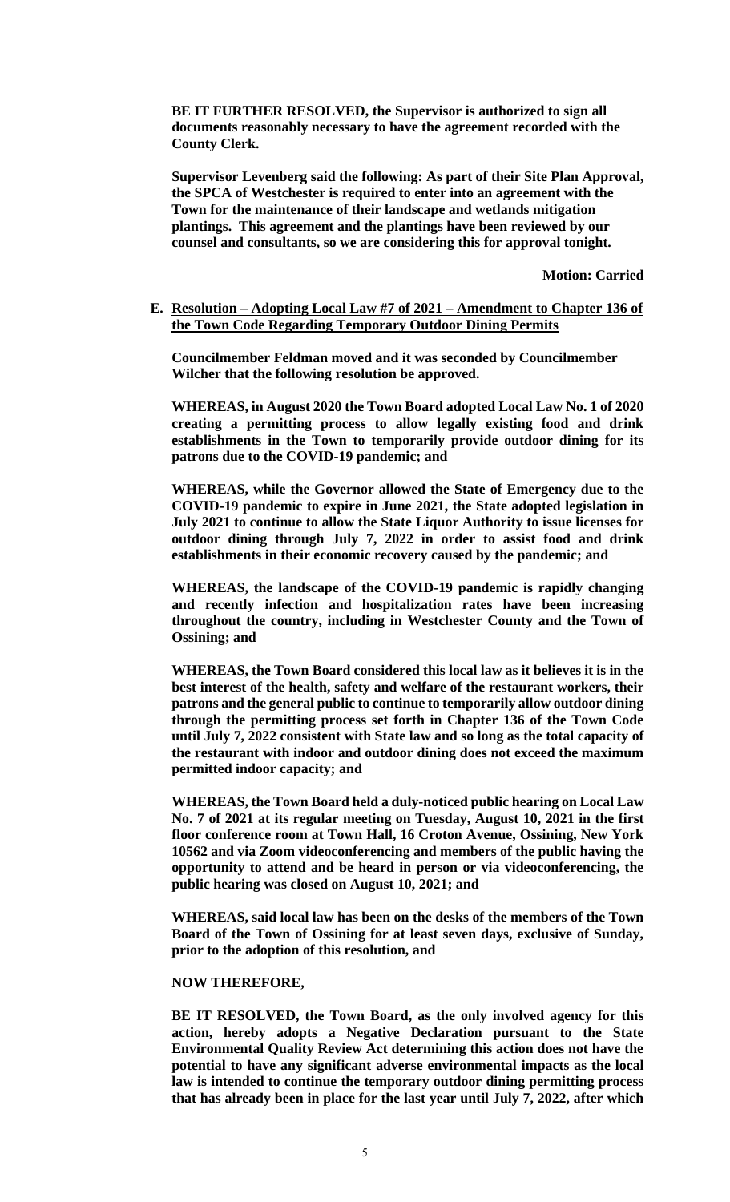**BE IT FURTHER RESOLVED, the Supervisor is authorized to sign all documents reasonably necessary to have the agreement recorded with the County Clerk.**

**Supervisor Levenberg said the following: As part of their Site Plan Approval, the SPCA of Westchester is required to enter into an agreement with the Town for the maintenance of their landscape and wetlands mitigation plantings. This agreement and the plantings have been reviewed by our counsel and consultants, so we are considering this for approval tonight.**

**Motion: Carried**

**E. Resolution – Adopting Local Law #7 of 2021 – Amendment to Chapter 136 of the Town Code Regarding Temporary Outdoor Dining Permits**

**Councilmember Feldman moved and it was seconded by Councilmember Wilcher that the following resolution be approved.**

**WHEREAS, in August 2020 the Town Board adopted Local Law No. 1 of 2020 creating a permitting process to allow legally existing food and drink establishments in the Town to temporarily provide outdoor dining for its patrons due to the COVID-19 pandemic; and**

**WHEREAS, while the Governor allowed the State of Emergency due to the COVID-19 pandemic to expire in June 2021, the State adopted legislation in July 2021 to continue to allow the State Liquor Authority to issue licenses for outdoor dining through July 7, 2022 in order to assist food and drink establishments in their economic recovery caused by the pandemic; and**

**WHEREAS, the landscape of the COVID-19 pandemic is rapidly changing and recently infection and hospitalization rates have been increasing throughout the country, including in Westchester County and the Town of Ossining; and**

**WHEREAS, the Town Board considered this local law as it believes it is in the best interest of the health, safety and welfare of the restaurant workers, their patrons and the general public to continue to temporarily allow outdoor dining through the permitting process set forth in Chapter 136 of the Town Code until July 7, 2022 consistent with State law and so long as the total capacity of the restaurant with indoor and outdoor dining does not exceed the maximum permitted indoor capacity; and**

**WHEREAS, the Town Board held a duly-noticed public hearing on Local Law No. 7 of 2021 at its regular meeting on Tuesday, August 10, 2021 in the first floor conference room at Town Hall, 16 Croton Avenue, Ossining, New York 10562 and via Zoom videoconferencing and members of the public having the opportunity to attend and be heard in person or via videoconferencing, the public hearing was closed on August 10, 2021; and**

**WHEREAS, said local law has been on the desks of the members of the Town Board of the Town of Ossining for at least seven days, exclusive of Sunday, prior to the adoption of this resolution, and**

**NOW THEREFORE,**

**BE IT RESOLVED, the Town Board, as the only involved agency for this action, hereby adopts a Negative Declaration pursuant to the State Environmental Quality Review Act determining this action does not have the potential to have any significant adverse environmental impacts as the local law is intended to continue the temporary outdoor dining permitting process that has already been in place for the last year until July 7, 2022, after which**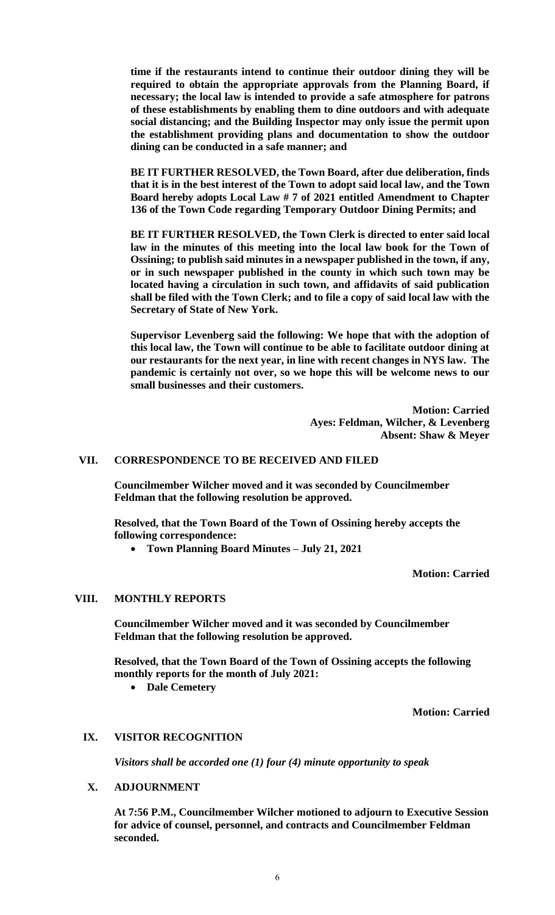**time if the restaurants intend to continue their outdoor dining they will be required to obtain the appropriate approvals from the Planning Board, if necessary; the local law is intended to provide a safe atmosphere for patrons of these establishments by enabling them to dine outdoors and with adequate social distancing; and the Building Inspector may only issue the permit upon the establishment providing plans and documentation to show the outdoor dining can be conducted in a safe manner; and**

**BE IT FURTHER RESOLVED, the Town Board, after due deliberation, finds that it is in the best interest of the Town to adopt said local law, and the Town Board hereby adopts Local Law # 7 of 2021 entitled Amendment to Chapter 136 of the Town Code regarding Temporary Outdoor Dining Permits; and**

**BE IT FURTHER RESOLVED, the Town Clerk is directed to enter said local law in the minutes of this meeting into the local law book for the Town of Ossining; to publish said minutes in a newspaper published in the town, if any, or in such newspaper published in the county in which such town may be located having a circulation in such town, and affidavits of said publication shall be filed with the Town Clerk; and to file a copy of said local law with the Secretary of State of New York.**

**Supervisor Levenberg said the following: We hope that with the adoption of this local law, the Town will continue to be able to facilitate outdoor dining at our restaurants for the next year, in line with recent changes in NYS law. The pandemic is certainly not over, so we hope this will be welcome news to our small businesses and their customers.**

**Motion: Carried**
**Ayes: Feldman, Wilcher, & Levenberg**
**Absent: Shaw & Meyer**

## VII. CORRESPONDENCE TO BE RECEIVED AND FILED

**Councilmember Wilcher moved and it was seconded by Councilmember Feldman that the following resolution be approved.**

**Resolved, that the Town Board of the Town of Ossining hereby accepts the following correspondence:**

- **Town Planning Board Minutes – July 21, 2021**

**Motion: Carried**

## VIII. MONTHLY REPORTS

**Councilmember Wilcher moved and it was seconded by Councilmember Feldman that the following resolution be approved.**

**Resolved, that the Town Board of the Town of Ossining accepts the following monthly reports for the month of July 2021:**

- **Dale Cemetery**

**Motion: Carried**

## IX. VISITOR RECOGNITION

***Visitors shall be accorded one (1) four (4) minute opportunity to speak***

## X. ADJOURNMENT

**At 7:56 P.M., Councilmember Wilcher motioned to adjourn to Executive Session for advice of counsel, personnel, and contracts and Councilmember Feldman seconded.**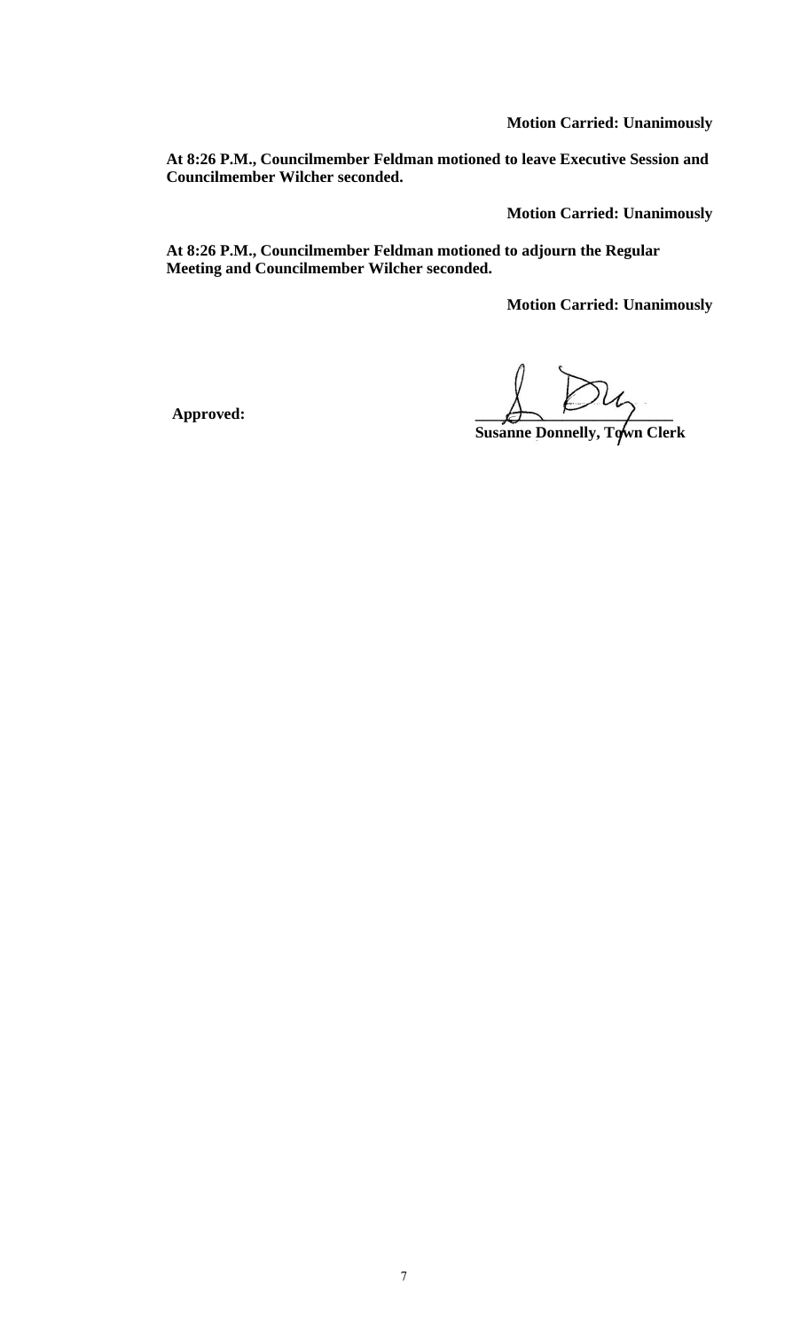**Motion Carried: Unanimously**

**At 8:26 P.M., Councilmember Feldman motioned to leave Executive Session and Councilmember Wilcher seconded.**

**Motion Carried: Unanimously**

**At 8:26 P.M., Councilmember Feldman motioned to adjourn the Regular Meeting and Councilmember Wilcher seconded.**

**Motion Carried: Unanimously**

**Approved:** ___________________________

**Susanne Donnelly, Town Clerk**